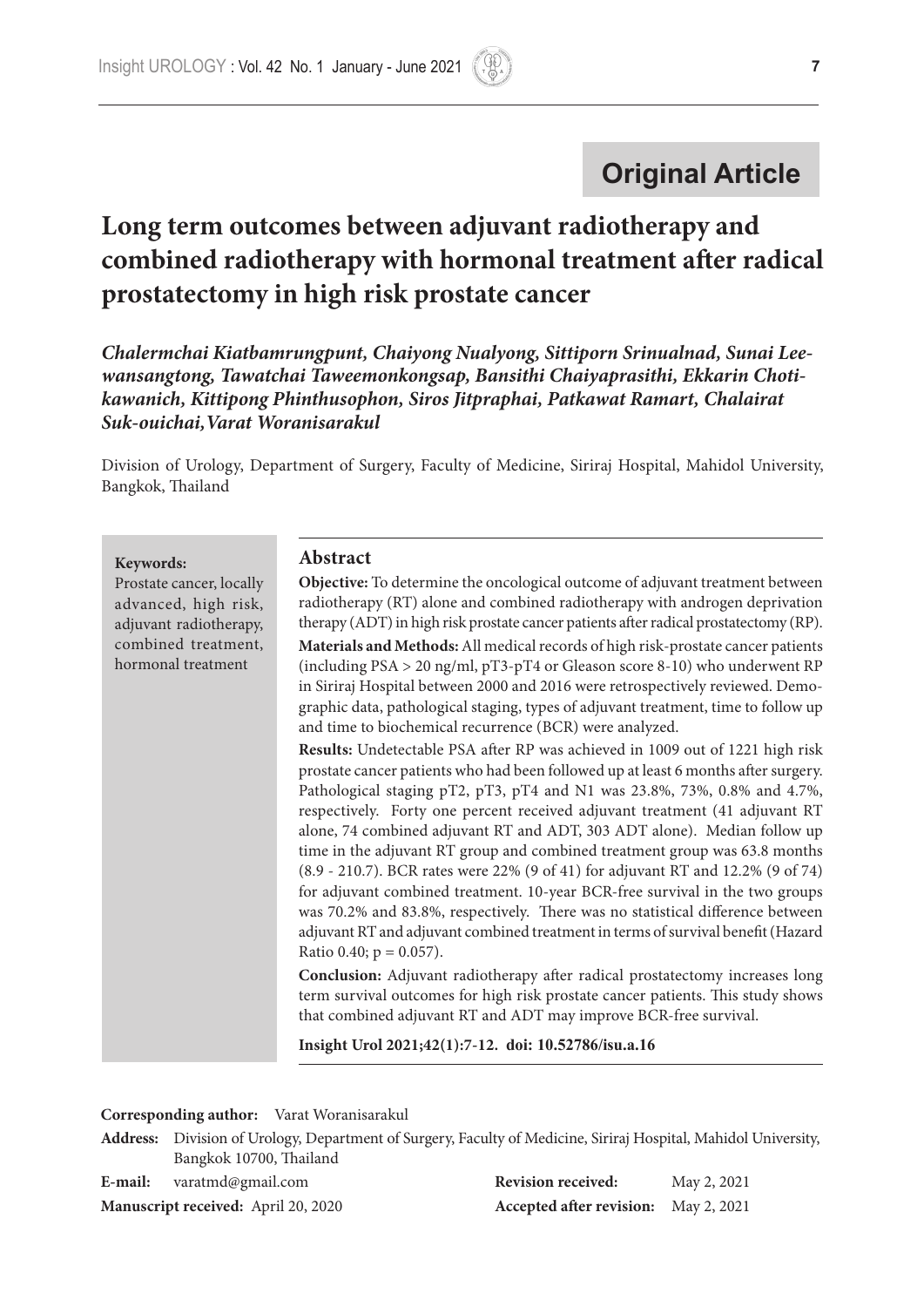**Original Article**

# Long term outcomes between adjuvant radiotherapy and combined radiotherapy with hormonal treatment after radical prostatectomy in high risk prostate cancer

***Chalermchai Kiatbamrungpunt, Chaiyong Nualyong, Sittiporn Srinualnad, Sunai Leewansangtong, Tawatchai Taweemonkongsap, Bansithi Chaiyaprasithi, Ekkarin Chotikawanich, Kittipong Phinthusophon, Siros Jitpraphai, Patkawat Ramart, Chalairat Suk-ouichai, Varat Woranisarakul***

Division of Urology, Department of Surgery, Faculty of Medicine, Siriraj Hospital, Mahidol University, Bangkok, Thailand

**Keywords:**
Prostate cancer, locally advanced, high risk, adjuvant radiotherapy, combined treatment, hormonal treatment

## Abstract

**Objective:** To determine the oncological outcome of adjuvant treatment between radiotherapy (RT) alone and combined radiotherapy with androgen deprivation therapy (ADT) in high risk prostate cancer patients after radical prostatectomy (RP).

**Materials and Methods:** All medical records of high risk-prostate cancer patients (including PSA > 20 ng/ml, pT3-pT4 or Gleason score 8-10) who underwent RP in Siriraj Hospital between 2000 and 2016 were retrospectively reviewed. Demographic data, pathological staging, types of adjuvant treatment, time to follow up and time to biochemical recurrence (BCR) were analyzed.

**Results:** Undetectable PSA after RP was achieved in 1009 out of 1221 high risk prostate cancer patients who had been followed up at least 6 months after surgery. Pathological staging pT2, pT3, pT4 and N1 was 23.8%, 73%, 0.8% and 4.7%, respectively. Forty one percent received adjuvant treatment (41 adjuvant RT alone, 74 combined adjuvant RT and ADT, 303 ADT alone). Median follow up time in the adjuvant RT group and combined treatment group was 63.8 months (8.9 - 210.7). BCR rates were 22% (9 of 41) for adjuvant RT and 12.2% (9 of 74) for adjuvant combined treatment. 10-year BCR-free survival in the two groups was 70.2% and 83.8%, respectively. There was no statistical difference between adjuvant RT and adjuvant combined treatment in terms of survival benefit (Hazard Ratio 0.40; p = 0.057).

**Conclusion:** Adjuvant radiotherapy after radical prostatectomy increases long term survival outcomes for high risk prostate cancer patients. This study shows that combined adjuvant RT and ADT may improve BCR-free survival.

**Insight Urol 2021;42(1):7-12. doi: 10.52786/isu.a.16**

**Corresponding author:** Varat Woranisarakul

**Address:** Division of Urology, Department of Surgery, Faculty of Medicine, Siriraj Hospital, Mahidol University, Bangkok 10700, Thailand

**E-mail:** varatmd@gmail.com

**Manuscript received:** April 20, 2020

**Revision received:** May 2, 2021

**Accepted after revision:** May 2, 2021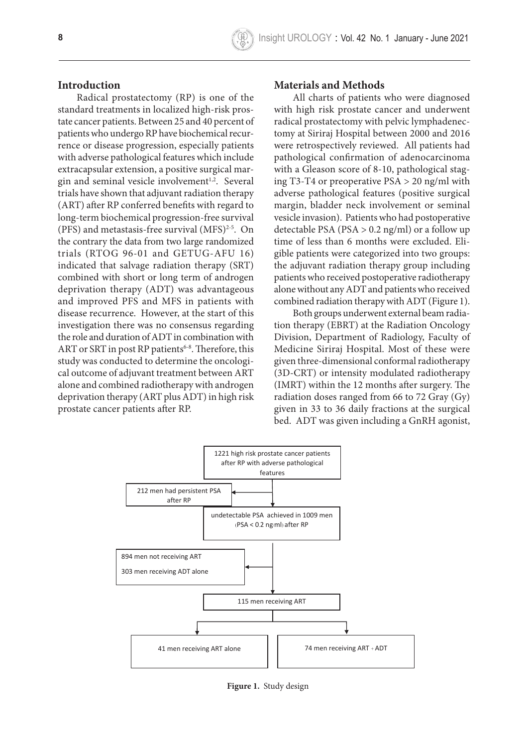## Introduction

Radical prostatectomy (RP) is one of the standard treatments in localized high-risk prostate cancer patients. Between 25 and 40 percent of patients who undergo RP have biochemical recurrence or disease progression, especially patients with adverse pathological features which include extracapsular extension, a positive surgical margin and seminal vesicle involvement[1,2]. Several trials have shown that adjuvant radiation therapy (ART) after RP conferred benefits with regard to long-term biochemical progression-free survival (PFS) and metastasis-free survival (MFS)[2-5]. On the contrary the data from two large randomized trials (RTOG 96-01 and GETUG-AFU 16) indicated that salvage radiation therapy (SRT) combined with short or long term of androgen deprivation therapy (ADT) was advantageous and improved PFS and MFS in patients with disease recurrence. However, at the start of this investigation there was no consensus regarding the role and duration of ADT in combination with ART or SRT in post RP patients[6-8]. Therefore, this study was conducted to determine the oncological outcome of adjuvant treatment between ART alone and combined radiotherapy with androgen deprivation therapy (ART plus ADT) in high risk prostate cancer patients after RP.

## Materials and Methods

All charts of patients who were diagnosed with high risk prostate cancer and underwent radical prostatectomy with pelvic lymphadenectomy at Siriraj Hospital between 2000 and 2016 were retrospectively reviewed. All patients had pathological confirmation of adenocarcinoma with a Gleason score of 8-10, pathological staging T3-T4 or preoperative PSA > 20 ng/ml with adverse pathological features (positive surgical margin, bladder neck involvement or seminal vesicle invasion). Patients who had postoperative detectable PSA (PSA > 0.2 ng/ml) or a follow up time of less than 6 months were excluded. Eligible patients were categorized into two groups: the adjuvant radiation therapy group including patients who received postoperative radiotherapy alone without any ADT and patients who received combined radiation therapy with ADT (Figure 1).

Both groups underwent external beam radiation therapy (EBRT) at the Radiation Oncology Division, Department of Radiology, Faculty of Medicine Siriraj Hospital. Most of these were given three-dimensional conformal radiotherapy (3D-CRT) or intensity modulated radiotherapy (IMRT) within the 12 months after surgery. The radiation doses ranged from 66 to 72 Gray (Gy) given in 33 to 36 daily fractions at the surgical bed. ADT was given including a GnRH agonist,

1221 high risk prostate cancer patients after RP with adverse pathological features

212 men had persistent PSA after RP

undetectable PSA achieved in 1009 men (PSA < 0.2 ng/ml) after RP

894 men not receiving ART

303 men receiving ADT alone

115 men receiving ART

41 men receiving ART alone

74 men receiving ART + ADT

**Figure 1.** Study design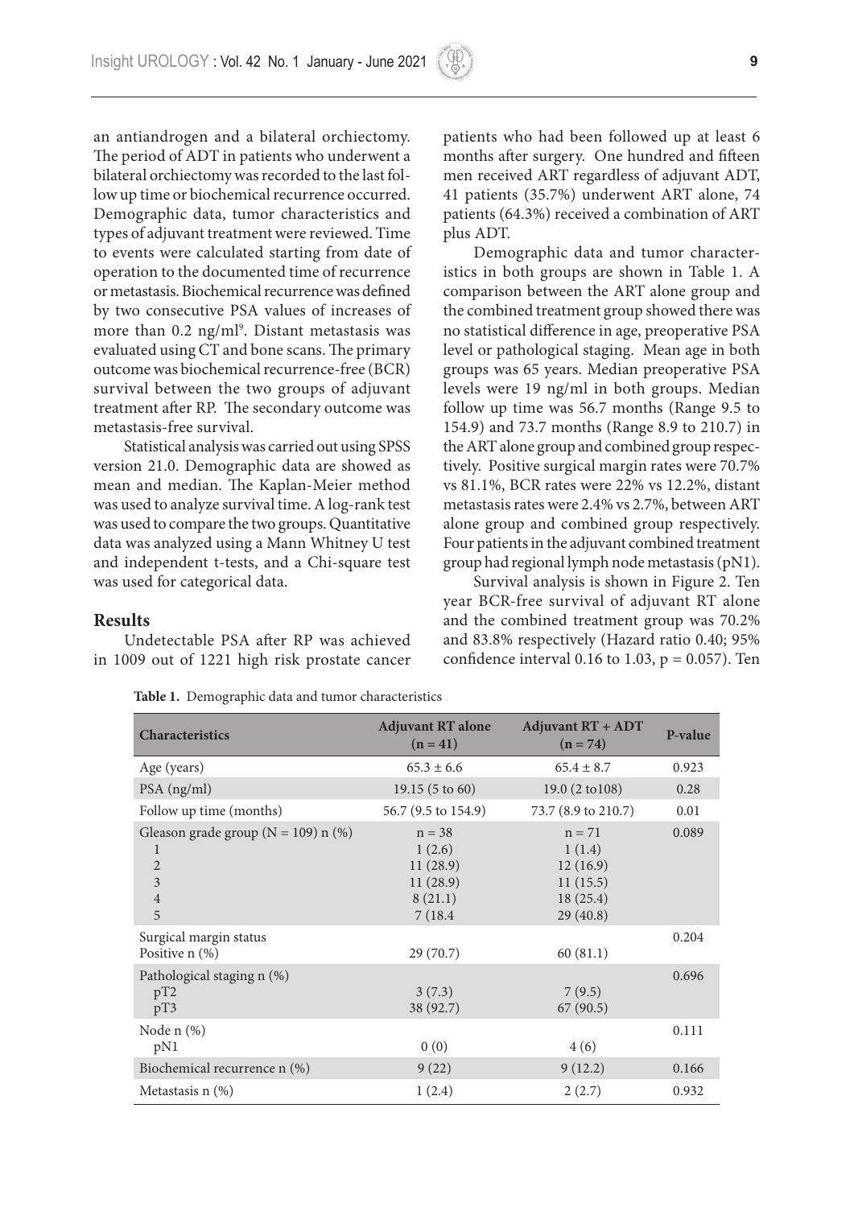an antiandrogen and a bilateral orchiectomy. The period of ADT in patients who underwent a bilateral orchiectomy was recorded to the last follow up time or biochemical recurrence occurred. Demographic data, tumor characteristics and types of adjuvant treatment were reviewed. Time to events were calculated starting from date of operation to the documented time of recurrence or metastasis. Biochemical recurrence was defined by two consecutive PSA values of increases of more than 0.2 ng/ml[9]. Distant metastasis was evaluated using CT and bone scans. The primary outcome was biochemical recurrence-free (BCR) survival between the two groups of adjuvant treatment after RP. The secondary outcome was metastasis-free survival.

Statistical analysis was carried out using SPSS version 21.0. Demographic data are showed as mean and median. The Kaplan-Meier method was used to analyze survival time. A log-rank test was used to compare the two groups. Quantitative data was analyzed using a Mann Whitney U test and independent t-tests, and a Chi-square test was used for categorical data.

## Results

Undetectable PSA after RP was achieved in 1009 out of 1221 high risk prostate cancer patients who had been followed up at least 6 months after surgery. One hundred and fifteen men received ART regardless of adjuvant ADT, 41 patients (35.7%) underwent ART alone, 74 patients (64.3%) received a combination of ART plus ADT.

Demographic data and tumor characteristics in both groups are shown in Table 1. A comparison between the ART alone group and the combined treatment group showed there was no statistical difference in age, preoperative PSA level or pathological staging. Mean age in both groups was 65 years. Median preoperative PSA levels were 19 ng/ml in both groups. Median follow up time was 56.7 months (Range 9.5 to 154.9) and 73.7 months (Range 8.9 to 210.7) in the ART alone group and combined group respectively. Positive surgical margin rates were 70.7% vs 81.1%, BCR rates were 22% vs 12.2%, distant metastasis rates were 2.4% vs 2.7%, between ART alone group and combined group respectively. Four patients in the adjuvant combined treatment group had regional lymph node metastasis (pN1).

Survival analysis is shown in Figure 2. Ten year BCR-free survival of adjuvant RT alone and the combined treatment group was 70.2% and 83.8% respectively (Hazard ratio 0.40; 95% confidence interval 0.16 to 1.03, $p = 0.057$). Ten

**Table 1.** Demographic data and tumor characteristics

| Characteristics | Adjuvant RT alone (n = 41) | Adjuvant RT + ADT (n = 74) | P-value |
|---|---|---|---|
| Age (years) | 65.3 ± 6.6 | 65.4 ± 8.7 | 0.923 |
| PSA (ng/ml) | 19.15 (5 to 60) | 19.0 (2 to108) | 0.28 |
| Follow up time (months) | 56.7 (9.5 to 154.9) | 73.7 (8.9 to 210.7) | 0.01 |
| Gleason grade group (N = 109) n (%) | n = 38 | n = 71 | 0.089 |
| 1 | 1 (2.6) | 1 (1.4) | |
| 2 | 11 (28.9) | 12 (16.9) | |
| 3 | 11 (28.9) | 11 (15.5) | |
| 4 | 8 (21.1) | 18 (25.4) | |
| 5 | 7 (18.4 | 29 (40.8) | |
| Surgical margin status | | | 0.204 |
| Positive n (%) | 29 (70.7) | 60 (81.1) | |
| Pathological staging n (%) | | | 0.696 |
| pT2 | 3 (7.3) | 7 (9.5) | |
| pT3 | 38 (92.7) | 67 (90.5) | |
| Node n (%) | | | 0.111 |
| pN1 | 0 (0) | 4 (6) | |
| Biochemical recurrence n (%) | 9 (22) | 9 (12.2) | 0.166 |
| Metastasis n (%) | 1 (2.4) | 2 (2.7) | 0.932 |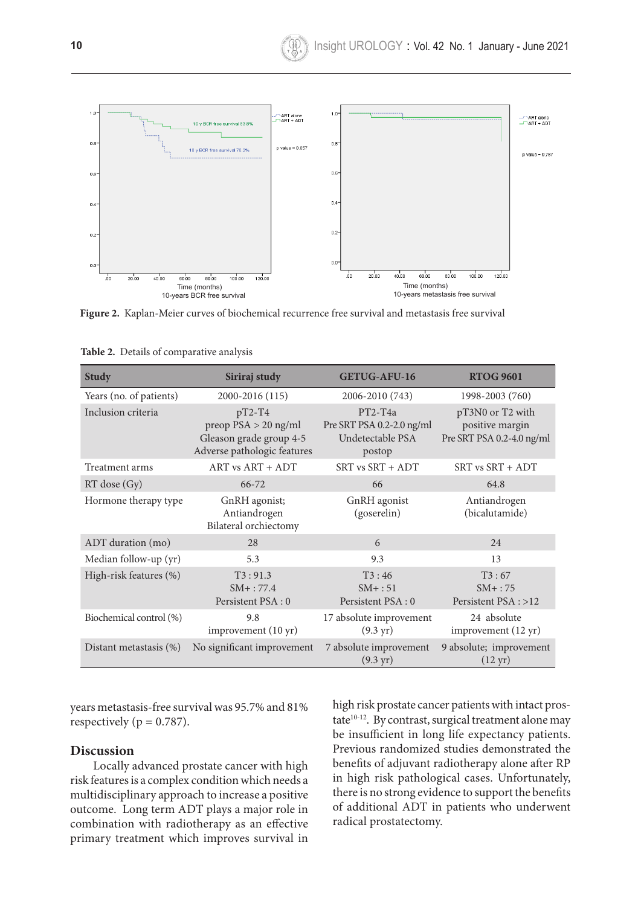**Figure 2.** Kaplan-Meier curves of biochemical recurrence free survival and metastasis free survival

**Table 2.** Details of comparative analysis

| Study | Siriraj study | GETUG-AFU-16 | RTOG 9601 |
|---|---|---|---|
| Years (no. of patients) | 2000-2016 (115) | 2006-2010 (743) | 1998-2003 (760) |
| Inclusion criteria | pT2-T4<br>preop PSA > 20 ng/ml<br>Gleason grade group 4-5<br>Adverse pathologic features | PT2-T4a<br>Pre SRT PSA 0.2-2.0 ng/ml<br>Undetectable PSA postop | pT3N0 or T2 with positive margin<br>Pre SRT PSA 0.2-4.0 ng/ml |
| Treatment arms | ART vs ART + ADT | SRT vs SRT + ADT | SRT vs SRT + ADT |
| RT dose (Gy) | 66-72 | 66 | 64.8 |
| Hormone therapy type | GnRH agonist;<br>Antiandrogen<br>Bilateral orchiectomy | GnRH agonist<br>(goserelin) | Antiandrogen<br>(bicalutamide) |
| ADT duration (mo) | 28 | 6 | 24 |
| Median follow-up (yr) | 5.3 | 9.3 | 13 |
| High-risk features (%) | T3 : 91.3<br>SM+ : 77.4<br>Persistent PSA : 0 | T3 : 46<br>SM+ : 51<br>Persistent PSA : 0 | T3 : 67<br>SM+ : 75<br>Persistent PSA : >12 |
| Biochemical control (%) | 9.8<br>improvement (10 yr) | 17 absolute improvement<br>(9.3 yr) | 24 absolute<br>improvement (12 yr) |
| Distant metastasis (%) | No significant improvement | 7 absolute improvement<br>(9.3 yr) | 9 absolute; improvement<br>(12 yr) |

years metastasis-free survival was 95.7% and 81% respectively (p = 0.787).

## Discussion

Locally advanced prostate cancer with high risk features is a complex condition which needs a multidisciplinary approach to increase a positive outcome. Long term ADT plays a major role in combination with radiotherapy as an effective primary treatment which improves survival in high risk prostate cancer patients with intact prostate[10-12]. By contrast, surgical treatment alone may be insufficient in long life expectancy patients. Previous randomized studies demonstrated the benefits of adjuvant radiotherapy alone after RP in high risk pathological cases. Unfortunately, there is no strong evidence to support the benefits of additional ADT in patients who underwent radical prostatectomy.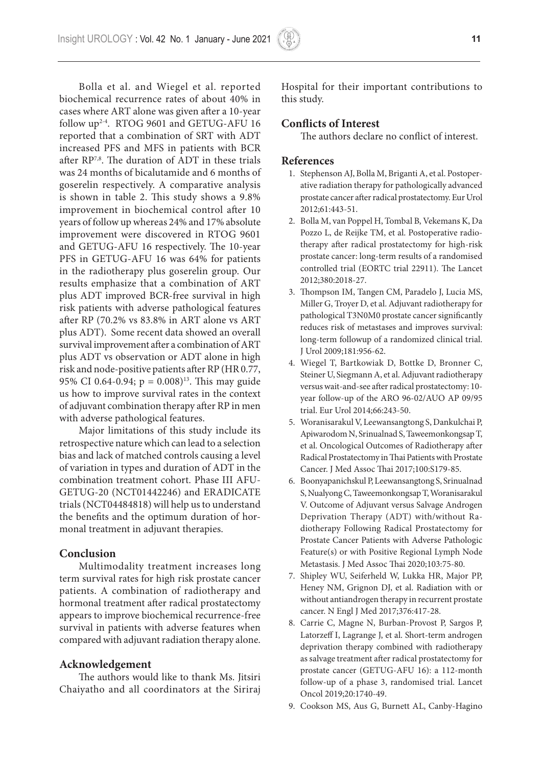Bolla et al. and Wiegel et al. reported biochemical recurrence rates of about 40% in cases where ART alone was given after a 10-year follow up[2-4]. RTOG 9601 and GETUG-AFU 16 reported that a combination of SRT with ADT increased PFS and MFS in patients with BCR after RP[7,8]. The duration of ADT in these trials was 24 months of bicalutamide and 6 months of goserelin respectively. A comparative analysis is shown in table 2. This study shows a 9.8% improvement in biochemical control after 10 years of follow up whereas 24% and 17% absolute improvement were discovered in RTOG 9601 and GETUG-AFU 16 respectively. The 10-year PFS in GETUG-AFU 16 was 64% for patients in the radiotherapy plus goserelin group. Our results emphasize that a combination of ART plus ADT improved BCR-free survival in high risk patients with adverse pathological features after RP (70.2% vs 83.8% in ART alone vs ART plus ADT). Some recent data showed an overall survival improvement after a combination of ART plus ADT vs observation or ADT alone in high risk and node-positive patients after RP (HR 0.77, 95% CI 0.64-0.94; $p = 0.008$)[13]. This may guide us how to improve survival rates in the context of adjuvant combination therapy after RP in men with adverse pathological features.

Major limitations of this study include its retrospective nature which can lead to a selection bias and lack of matched controls causing a level of variation in types and duration of ADT in the combination treatment cohort. Phase III AFU-GETUG-20 (NCT01442246) and ERADICATE trials (NCT04484818) will help us to understand the benefits and the optimum duration of hormonal treatment in adjuvant therapies.

## Conclusion

Multimodality treatment increases long term survival rates for high risk prostate cancer patients. A combination of radiotherapy and hormonal treatment after radical prostatectomy appears to improve biochemical recurrence-free survival in patients with adverse features when compared with adjuvant radiation therapy alone.

## Acknowledgement

The authors would like to thank Ms. Jitsiri Chaiyatho and all coordinators at the Siriraj Hospital for their important contributions to this study.

## Conflicts of Interest

The authors declare no conflict of interest.

## References

1. Stephenson AJ, Bolla M, Briganti A, et al. Postoperative radiation therapy for pathologically advanced prostate cancer after radical prostatectomy. Eur Urol 2012;61:443-51.
2. Bolla M, van Poppel H, Tombal B, Vekemans K, Da Pozzo L, de Reijke TM, et al. Postoperative radiotherapy after radical prostatectomy for high-risk prostate cancer: long-term results of a randomised controlled trial (EORTC trial 22911). The Lancet 2012;380:2018-27.
3. Thompson IM, Tangen CM, Paradelo J, Lucia MS, Miller G, Troyer D, et al. Adjuvant radiotherapy for pathological T3N0M0 prostate cancer significantly reduces risk of metastases and improves survival: long-term followup of a randomized clinical trial. J Urol 2009;181:956-62.
4. Wiegel T, Bartkowiak D, Bottke D, Bronner C, Steiner U, Siegmann A, et al. Adjuvant radiotherapy versus wait-and-see after radical prostatectomy: 10-year follow-up of the ARO 96-02/AUO AP 09/95 trial. Eur Urol 2014;66:243-50.
5. Woranisarakul V, Leewansangtong S, Dankulchai P, Apiwarodom N, Srinualnad S, Taweemonkongsap T, et al. Oncological Outcomes of Radiotherapy after Radical Prostatectomy in Thai Patients with Prostate Cancer. J Med Assoc Thai 2017;100:S179-85.
6. Boonyapanichskul P, Leewansangtong S, Srinualnad S, Nualyong C, Taweemonkongsap T, Woranisarakul V. Outcome of Adjuvant versus Salvage Androgen Deprivation Therapy (ADT) with/without Radiotherapy Following Radical Prostatectomy for Prostate Cancer Patients with Adverse Pathologic Feature(s) or with Positive Regional Lymph Node Metastasis. J Med Assoc Thai 2020;103:75-80.
7. Shipley WU, Seiferheld W, Lukka HR, Major PP, Heney NM, Grignon DJ, et al. Radiation with or without antiandrogen therapy in recurrent prostate cancer. N Engl J Med 2017;376:417-28.
8. Carrie C, Magne N, Burban-Provost P, Sargos P, Latorzeff I, Lagrange J, et al. Short-term androgen deprivation therapy combined with radiotherapy as salvage treatment after radical prostatectomy for prostate cancer (GETUG-AFU 16): a 112-month follow-up of a phase 3, randomised trial. Lancet Oncol 2019;20:1740-49.
9. Cookson MS, Aus G, Burnett AL, Canby-Hagino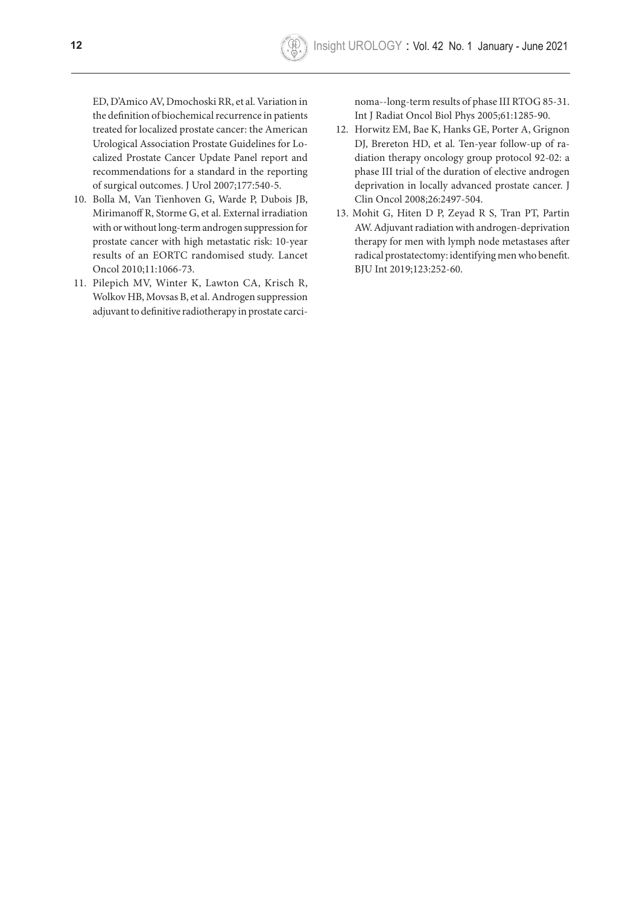ED, D'Amico AV, Dmochoski RR, et al. Variation in the definition of biochemical recurrence in patients treated for localized prostate cancer: the American Urological Association Prostate Guidelines for Localized Prostate Cancer Update Panel report and recommendations for a standard in the reporting of surgical outcomes. J Urol 2007;177:540-5.

10. Bolla M, Van Tienhoven G, Warde P, Dubois JB, Mirimanoff R, Storme G, et al. External irradiation with or without long-term androgen suppression for prostate cancer with high metastatic risk: 10-year results of an EORTC randomised study. Lancet Oncol 2010;11:1066-73.
11. Pilepich MV, Winter K, Lawton CA, Krisch R, Wolkov HB, Movsas B, et al. Androgen suppression adjuvant to definitive radiotherapy in prostate carcinoma--long-term results of phase III RTOG 85-31. Int J Radiat Oncol Biol Phys 2005;61:1285-90.
12. Horwitz EM, Bae K, Hanks GE, Porter A, Grignon DJ, Brereton HD, et al. Ten-year follow-up of radiation therapy oncology group protocol 92-02: a phase III trial of the duration of elective androgen deprivation in locally advanced prostate cancer. J Clin Oncol 2008;26:2497-504.
13. Mohit G, Hiten D P, Zeyad R S, Tran PT, Partin AW. Adjuvant radiation with androgen-deprivation therapy for men with lymph node metastases after radical prostatectomy: identifying men who benefit. BJU Int 2019;123:252-60.